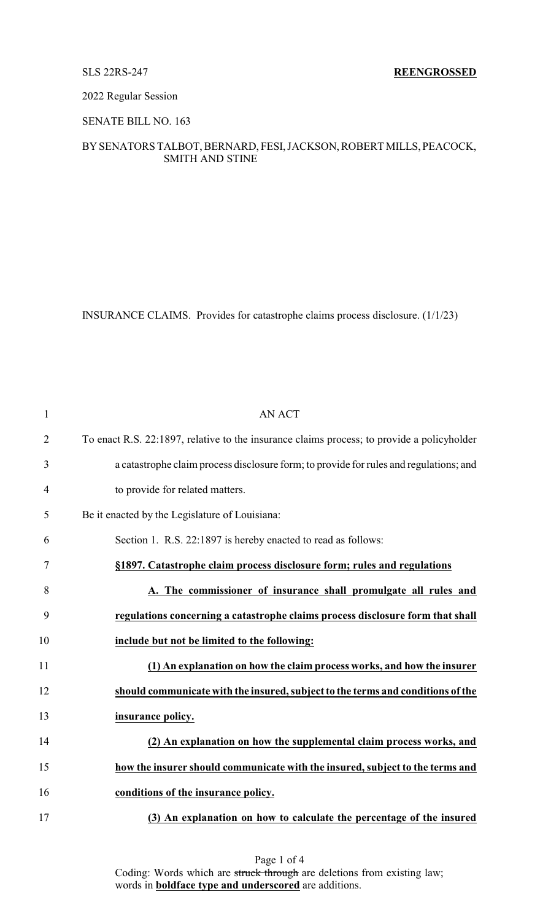SLS 22RS-247 **REENGROSSED**

2022 Regular Session

SENATE BILL NO. 163

BY SENATORS TALBOT, BERNARD, FESI, JACKSON, ROBERT MILLS, PEACOCK, SMITH AND STINE

INSURANCE CLAIMS. Provides for catastrophe claims process disclosure. (1/1/23)

AN ACT

To enact R.S. 22:1897, relative to the insurance claims process; to provide a policyholder a catastrophe claim process disclosure form; to provide for rules and regulations; and to provide for related matters.

Be it enacted by the Legislature of Louisiana:

Section 1. R.S. 22:1897 is hereby enacted to read as follows:

**§1897. Catastrophe claim process disclosure form; rules and regulations**

**A. The commissioner of insurance shall promulgate all rules and regulations concerning a catastrophe claims process disclosure form that shall include but not be limited to the following:**

**(1) An explanation on how the claim process works, and how the insurer should communicate with the insured, subject to the terms and conditions of the insurance policy.**

**(2) An explanation on how the supplemental claim process works, and how the insurer should communicate with the insured, subject to the terms and conditions of the insurance policy.**

**(3) An explanation on how to calculate the percentage of the insured**

Coding: Words which are ~~struck through~~ are deletions from existing law; words in **boldface type and underscored** are additions.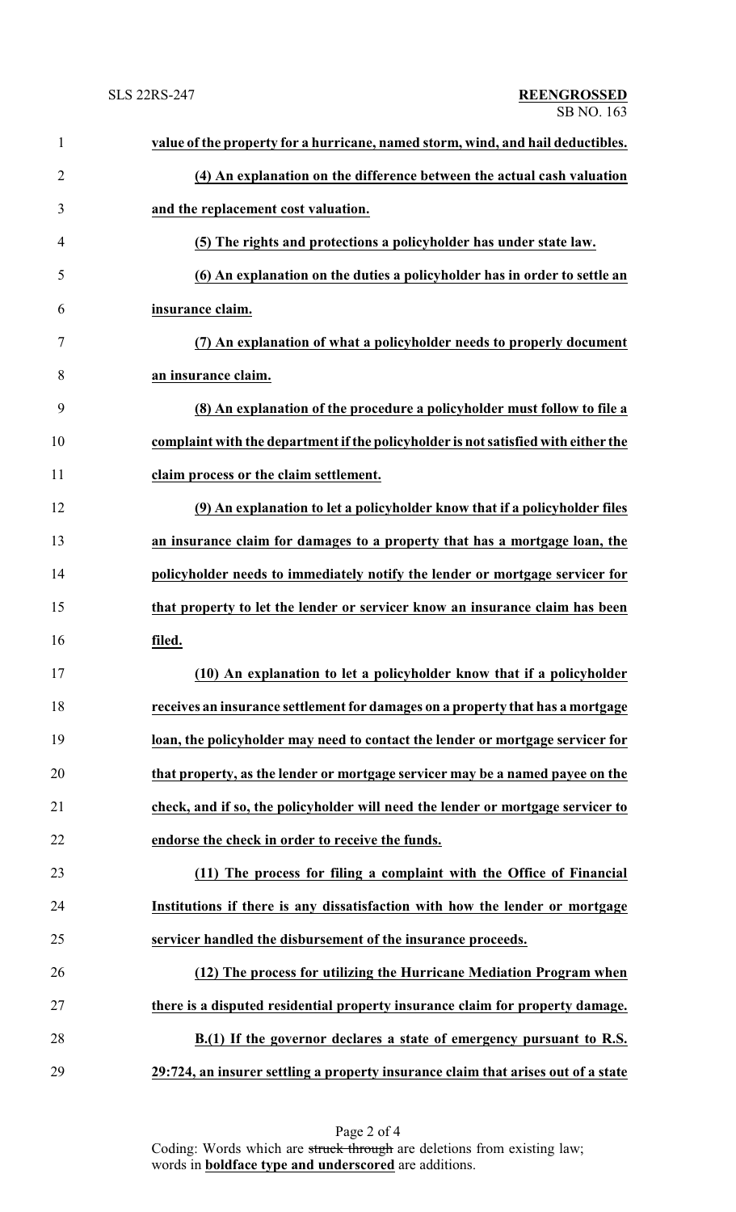**value of the property for a hurricane, named storm, wind, and hail deductibles.**

**(4) An explanation on the difference between the actual cash valuation and the replacement cost valuation.**

**(5) The rights and protections a policyholder has under state law.**

**(6) An explanation on the duties a policyholder has in order to settle an insurance claim.**

**(7) An explanation of what a policyholder needs to properly document an insurance claim.**

**(8) An explanation of the procedure a policyholder must follow to file a complaint with the department if the policyholder is not satisfied with either the claim process or the claim settlement.**

**(9) An explanation to let a policyholder know that if a policyholder files an insurance claim for damages to a property that has a mortgage loan, the policyholder needs to immediately notify the lender or mortgage servicer for that property to let the lender or servicer know an insurance claim has been filed.**

**(10) An explanation to let a policyholder know that if a policyholder receives an insurance settlement for damages on a property that has a mortgage loan, the policyholder may need to contact the lender or mortgage servicer for that property, as the lender or mortgage servicer may be a named payee on the check, and if so, the policyholder will need the lender or mortgage servicer to endorse the check in order to receive the funds.**

**(11) The process for filing a complaint with the Office of Financial Institutions if there is any dissatisfaction with how the lender or mortgage servicer handled the disbursement of the insurance proceeds.**

**(12) The process for utilizing the Hurricane Mediation Program when there is a disputed residential property insurance claim for property damage.**

**B.(1) If the governor declares a state of emergency pursuant to R.S. 29:724, an insurer settling a property insurance claim that arises out of a state**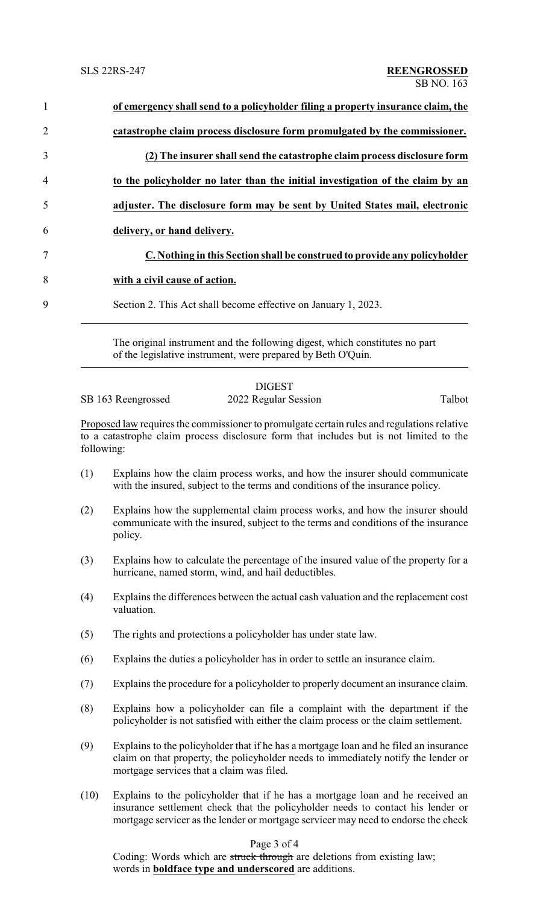**of emergency shall send to a policyholder filing a property insurance claim, the catastrophe claim process disclosure form promulgated by the commissioner.**

**(2) The insurer shall send the catastrophe claim process disclosure form to the policyholder no later than the initial investigation of the claim by an adjuster. The disclosure form may be sent by United States mail, electronic delivery, or hand delivery.**

**C. Nothing in this Section shall be construed to provide any policyholder with a civil cause of action.**

Section 2. This Act shall become effective on January 1, 2023.

---

The original instrument and the following digest, which constitutes no part of the legislative instrument, were prepared by Beth O'Quin.

---

DIGEST

SB 163 Reengrossed — 2022 Regular Session — Talbot

Proposed law requires the commissioner to promulgate certain rules and regulations relative to a catastrophe claim process disclosure form that includes but is not limited to the following:

(1) Explains how the claim process works, and how the insurer should communicate with the insured, subject to the terms and conditions of the insurance policy.

(2) Explains how the supplemental claim process works, and how the insurer should communicate with the insured, subject to the terms and conditions of the insurance policy.

(3) Explains how to calculate the percentage of the insured value of the property for a hurricane, named storm, wind, and hail deductibles.

(4) Explains the differences between the actual cash valuation and the replacement cost valuation.

(5) The rights and protections a policyholder has under state law.

(6) Explains the duties a policyholder has in order to settle an insurance claim.

(7) Explains the procedure for a policyholder to properly document an insurance claim.

(8) Explains how a policyholder can file a complaint with the department if the policyholder is not satisfied with either the claim process or the claim settlement.

(9) Explains to the policyholder that if he has a mortgage loan and he filed an insurance claim on that property, the policyholder needs to immediately notify the lender or mortgage services that a claim was filed.

(10) Explains to the policyholder that if he has a mortgage loan and he received an insurance settlement check that the policyholder needs to contact his lender or mortgage servicer as the lender or mortgage servicer may need to endorse the check

Coding: Words which are ~~struck through~~ are deletions from existing law; words in **boldface type and underscored** are additions.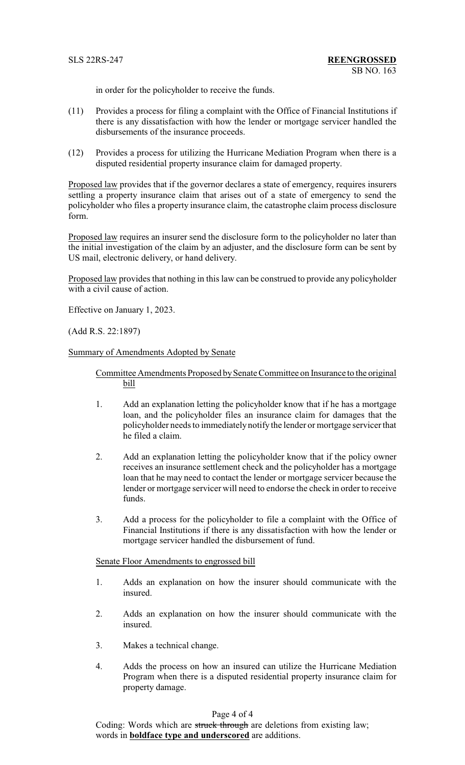in order for the policyholder to receive the funds.

(11) Provides a process for filing a complaint with the Office of Financial Institutions if there is any dissatisfaction with how the lender or mortgage servicer handled the disbursements of the insurance proceeds.

(12) Provides a process for utilizing the Hurricane Mediation Program when there is a disputed residential property insurance claim for damaged property.

Proposed law provides that if the governor declares a state of emergency, requires insurers settling a property insurance claim that arises out of a state of emergency to send the policyholder who files a property insurance claim, the catastrophe claim process disclosure form.

Proposed law requires an insurer send the disclosure form to the policyholder no later than the initial investigation of the claim by an adjuster, and the disclosure form can be sent by US mail, electronic delivery, or hand delivery.

Proposed law provides that nothing in this law can be construed to provide any policyholder with a civil cause of action.

Effective on January 1, 2023.

(Add R.S. 22:1897)

Summary of Amendments Adopted by Senate

Committee Amendments Proposed by Senate Committee on Insurance to the original bill

1. Add an explanation letting the policyholder know that if he has a mortgage loan, and the policyholder files an insurance claim for damages that the policyholder needs to immediately notify the lender or mortgage servicer that he filed a claim.

2. Add an explanation letting the policyholder know that if the policy owner receives an insurance settlement check and the policyholder has a mortgage loan that he may need to contact the lender or mortgage servicer because the lender or mortgage servicer will need to endorse the check in order to receive funds.

3. Add a process for the policyholder to file a complaint with the Office of Financial Institutions if there is any dissatisfaction with how the lender or mortgage servicer handled the disbursement of fund.

Senate Floor Amendments to engrossed bill

1. Adds an explanation on how the insurer should communicate with the insured.

2. Adds an explanation on how the insurer should communicate with the insured.

3. Makes a technical change.

4. Adds the process on how an insured can utilize the Hurricane Mediation Program when there is a disputed residential property insurance claim for property damage.

Coding: Words which are ~~struck through~~ are deletions from existing law; words in **boldface type and underscored** are additions.